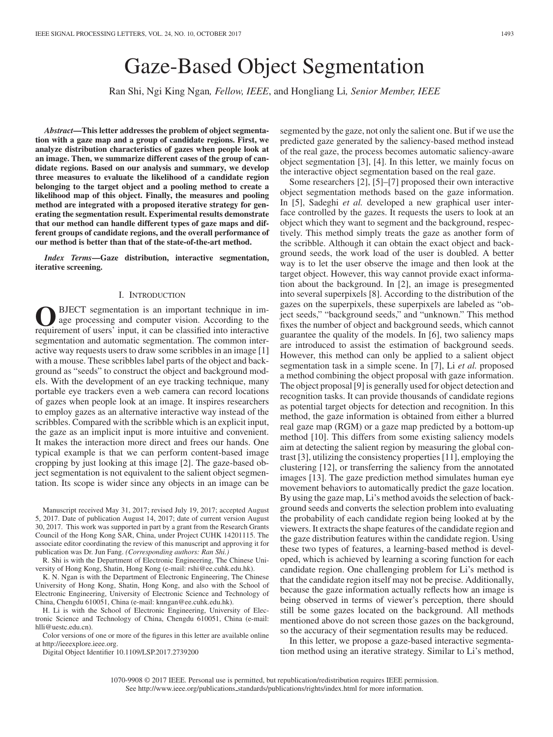# Gaze-Based Object Segmentation

Ran Shi, Ngi King Ngan, *Fellow, IEEE*, and Hongliang Li, *Senior Member, IEEE*

***Abstract*—This letter addresses the problem of object segmentation with a gaze map and a group of candidate regions. First, we analyze distribution characteristics of gazes when people look at an image. Then, we summarize different cases of the group of candidate regions. Based on our analysis and summary, we develop three measures to evaluate the likelihood of a candidate region belonging to the target object and a pooling method to create a likelihood map of this object. Finally, the measures and pooling method are integrated with a proposed iterative strategy for generating the segmentation result. Experimental results demonstrate that our method can handle different types of gaze maps and different groups of candidate regions, and the overall performance of our method is better than that of the state-of-the-art method.**

***Index Terms*—Gaze distribution, interactive segmentation, iterative screening.**

## I. Introduction

Object segmentation is an important technique in image processing and computer vision. According to the requirement of users' input, it can be classified into interactive segmentation and automatic segmentation. The common interactive way requests users to draw some scribbles in an image [1] with a mouse. These scribbles label parts of the object and background as "seeds" to construct the object and background models. With the development of an eye tracking technique, many portable eye trackers even a web camera can record locations of gazes when people look at an image. It inspires researchers to employ gazes as an alternative interactive way instead of the scribbles. Compared with the scribble which is an explicit input, the gaze as an implicit input is more intuitive and convenient. It makes the interaction more direct and frees our hands. One typical example is that we can perform content-based image cropping by just looking at this image [2]. The gaze-based object segmentation is not equivalent to the salient object segmentation. Its scope is wider since any objects in an image can be segmented by the gaze, not only the salient one. But if we use the predicted gaze generated by the saliency-based method instead of the real gaze, the process becomes automatic saliency-aware object segmentation [3], [4]. In this letter, we mainly focus on the interactive object segmentation based on the real gaze.

Some researchers [2], [5]–[7] proposed their own interactive object segmentation methods based on the gaze information. In [5], Sadeghi *et al.* developed a new graphical user interface controlled by the gazes. It requests the users to look at an object which they want to segment and the background, respectively. This method simply treats the gaze as another form of the scribble. Although it can obtain the exact object and background seeds, the work load of the user is doubled. A better way is to let the user observe the image and then look at the target object. However, this way cannot provide exact information about the background. In [2], an image is presegmented into several superpixels [8]. According to the distribution of the gazes on the superpixels, these superpixels are labeled as "object seeds," "background seeds," and "unknown." This method fixes the number of object and background seeds, which cannot guarantee the quality of the models. In [6], two saliency maps are introduced to assist the estimation of background seeds. However, this method can only be applied to a salient object segmentation task in a simple scene. In [7], Li *et al.* proposed a method combining the object proposal with gaze information. The object proposal [9] is generally used for object detection and recognition tasks. It can provide thousands of candidate regions as potential target objects for detection and recognition. In this method, the gaze information is obtained from either a blurred real gaze map (RGM) or a gaze map predicted by a bottom-up method [10]. This differs from some existing saliency models aim at detecting the salient region by measuring the global contrast [3], utilizing the consistency properties [11], employing the clustering [12], or transferring the saliency from the annotated images [13]. The gaze prediction method simulates human eye movement behaviors to automatically predict the gaze location. By using the gaze map, Li's method avoids the selection of background seeds and converts the selection problem into evaluating the probability of each candidate region being looked at by the viewers. It extracts the shape features of the candidate region and the gaze distribution features within the candidate region. Using these two types of features, a learning-based method is developed, which is achieved by learning a scoring function for each candidate region. One challenging problem for Li's method is that the candidate region itself may not be precise. Additionally, because the gaze information actually reflects how an image is being observed in terms of viewer's perception, there should still be some gazes located on the background. All methods mentioned above do not screen those gazes on the background, so the accuracy of their segmentation results may be reduced.

In this letter, we propose a gaze-based interactive segmentation method using an iterative strategy. Similar to Li's method,

---

Manuscript received May 31, 2017; revised July 19, 2017; accepted August 5, 2017. Date of publication August 14, 2017; date of current version August 30, 2017. This work was supported in part by a grant from the Research Grants Council of the Hong Kong SAR, China, under Project CUHK 14201115. The associate editor coordinating the review of this manuscript and approving it for publication was Dr. Jun Fang. *(Corresponding authors: Ran Shi.)*

R. Shi is with the Department of Electronic Engineering, The Chinese University of Hong Kong, Shatin, Hong Kong (e-mail: rshi@ee.cuhk.edu.hk).

K. N. Ngan is with the Department of Electronic Engineering, The Chinese University of Hong Kong, Shatin, Hong Kong, and also with the School of Electronic Engineering, University of Electronic Science and Technology of China, Chengdu 610051, China (e-mail: knngan@ee.cuhk.edu.hk).

H. Li is with the School of Electronic Engineering, University of Electronic Science and Technology of China, Chengdu 610051, China (e-mail: hlli@uestc.edu.cn).

Color versions of one or more of the figures in this letter are available online at http://ieeexplore.ieee.org.

Digital Object Identifier 10.1109/LSP.2017.2739200

1070-9908 © 2017 IEEE. Personal use is permitted, but republication/redistribution requires IEEE permission. See http://www.ieee.org/publications_standards/publications/rights/index.html for more information.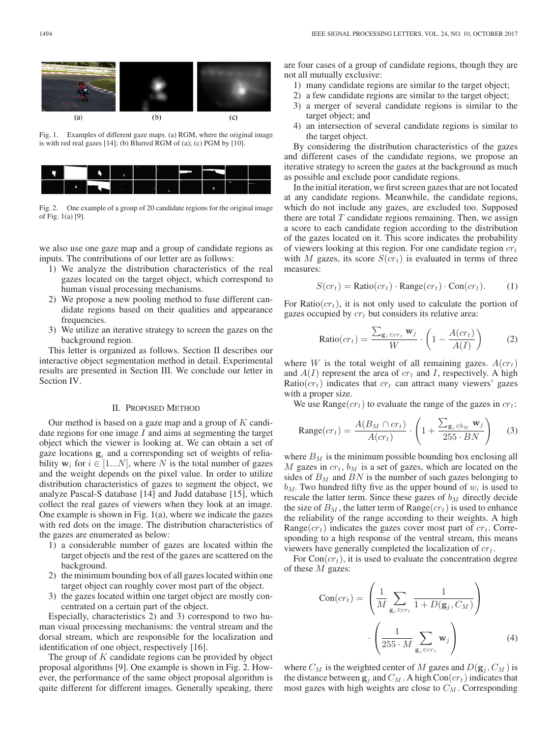Fig. 1. Examples of different gaze maps. (a) RGM, where the original image is with red real gazes [14]; (b) Blurred RGM of (a); (c) PGM by [10].

Fig. 2. One example of a group of 20 candidate regions for the original image of Fig. 1(a) [9].

we also use one gaze map and a group of candidate regions as inputs. The contributions of our letter are as follows:

1) We analyze the distribution characteristics of the real gazes located on the target object, which correspond to human visual processing mechanisms.
2) We propose a new pooling method to fuse different candidate regions based on their qualities and appearance frequencies.
3) We utilize an iterative strategy to screen the gazes on the background region.

This letter is organized as follows. Section II describes our interactive object segmentation method in detail. Experimental results are presented in Section III. We conclude our letter in Section IV.

## II. Proposed Method

Our method is based on a gaze map and a group of $K$ candidate regions for one image $I$ and aims at segmenting the target object which the viewer is looking at. We can obtain a set of gaze locations $\mathbf{g}_i$ and a corresponding set of weights of reliability $\mathbf{w}_i$ for $i \in [1...N]$, where $N$ is the total number of gazes and the weight depends on the pixel value. In order to utilize distribution characteristics of gazes to segment the object, we analyze Pascal-S database [14] and Judd database [15], which collect the real gazes of viewers when they look at an image. One example is shown in Fig. 1(a), where we indicate the gazes with red dots on the image. The distribution characteristics of the gazes are enumerated as below:

1) a considerable number of gazes are located within the target objects and the rest of the gazes are scattered on the background.
2) the minimum bounding box of all gazes located within one target object can roughly cover most part of the object.
3) the gazes located within one target object are mostly concentrated on a certain part of the object.

Especially, characteristics 2) and 3) correspond to two human visual processing mechanisms: the ventral stream and the dorsal stream, which are responsible for the localization and identification of one object, respectively [16].

The group of $K$ candidate regions can be provided by object proposal algorithms [9]. One example is shown in Fig. 2. However, the performance of the same object proposal algorithm is quite different for different images. Generally speaking, there are four cases of a group of candidate regions, though they are not all mutually exclusive:

1) many candidate regions are similar to the target object;
2) a few candidate regions are similar to the target object;
3) a merger of several candidate regions is similar to the target object; and
4) an intersection of several candidate regions is similar to the target object.

By considering the distribution characteristics of the gazes and different cases of the candidate regions, we propose an iterative strategy to screen the gazes at the background as much as possible and exclude poor candidate regions.

In the initial iteration, we first screen gazes that are not located at any candidate regions. Meanwhile, the candidate regions, which do not include any gazes, are excluded too. Supposed there are total $T$ candidate regions remaining. Then, we assign a score to each candidate region according to the distribution of the gazes located on it. This score indicates the probability of viewers looking at this region. For one candidate region $cr_t$ with $M$ gazes, its score $S(cr_t)$ is evaluated in terms of three measures:

$$S(cr_t) = \text{Ratio}(cr_t) \cdot \text{Range}(cr_t) \cdot \text{Con}(cr_t). \tag{1}$$

For $\text{Ratio}(cr_t)$, it is not only used to calculate the portion of gazes occupied by $cr_t$ but considers its relative area:

$$\text{Ratio}(cr_t) = \frac{\sum_{\mathbf{g}_j \in cr_t} \mathbf{w}_j}{W} \cdot \left(1 - \frac{A(cr_t)}{A(I)}\right) \tag{2}$$

where $W$ is the total weight of all remaining gazes. $A(cr_t)$ and $A(I)$ represent the area of $cr_t$ and $I$, respectively. A high $\text{Ratio}(cr_t)$ indicates that $cr_t$ can attract many viewers' gazes with a proper size.

We use $\text{Range}(cr_t)$ to evaluate the range of the gazes in $cr_t$:

$$\text{Range}(cr_t) = \frac{A(B_M \cap cr_t)}{A(cr_t)} \cdot \left(1 + \frac{\sum_{\mathbf{g}_j \in b_M} \mathbf{w}_j}{255 \cdot BN}\right) \tag{3}$$

where $B_M$ is the minimum possible bounding box enclosing all $M$ gazes in $cr_t$, $b_M$ is a set of gazes, which are located on the sides of $B_M$ and $BN$ is the number of such gazes belonging to $b_M$. Two hundred fifty five as the upper bound of $w_i$ is used to rescale the latter term. Since these gazes of $b_M$ directly decide the size of $B_M$, the latter term of $\text{Range}(cr_t)$ is used to enhance the reliability of the range according to their weights. A high $\text{Range}(cr_t)$ indicates the gazes cover most part of $cr_t$. Corresponding to a high response of the ventral stream, this means viewers have generally completed the localization of $cr_t$.

For $\text{Con}(cr_t)$, it is used to evaluate the concentration degree of these $M$ gazes:

$$\text{Con}(cr_t) = \left(\frac{1}{M} \sum_{\mathbf{g}_j \in cr_t} \frac{1}{1 + D(\mathbf{g}_j, C_M)}\right) \cdot \left(\frac{1}{255 \cdot M} \sum_{\mathbf{g}_j \in cr_t} \mathbf{w}_j\right) \tag{4}$$

where $C_M$ is the weighted center of $M$ gazes and $D(\mathbf{g}_j, C_M)$ is the distance between $\mathbf{g}_j$ and $C_M$. A high $\text{Con}(cr_t)$ indicates that most gazes with high weights are close to $C_M$. Corresponding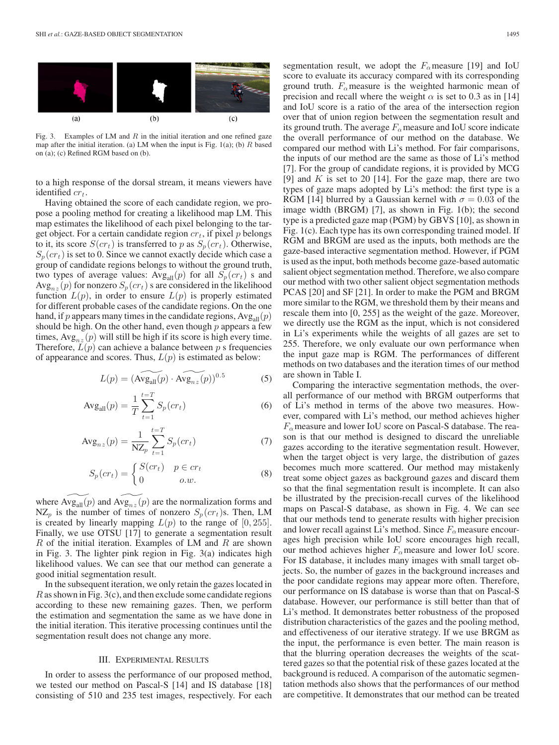(a) (b) (c)

Fig. 3. Examples of LM and $R$ in the initial iteration and one refined gaze map after the initial iteration. (a) LM when the input is Fig. 1(a); (b) $R$ based on (a); (c) Refined RGM based on (b).

to a high response of the dorsal stream, it means viewers have identified $cr_t$.

Having obtained the score of each candidate region, we propose a pooling method for creating a likelihood map LM. This map estimates the likelihood of each pixel belonging to the target object. For a certain candidate region $cr_t$, if pixel $p$ belongs to it, its score $S(cr_t)$ is transferred to $p$ as $S_p(cr_t)$. Otherwise, $S_p(cr_t)$ is set to 0. Since we cannot exactly decide which case a group of candidate regions belongs to without the ground truth, two types of average values: $\text{Avg}_{\text{all}}(p)$ for all $S_p(cr_t)$ s and $\text{Avg}_{nz}(p)$ for nonzero $S_p(cr_t)$ s are considered in the likelihood function $L(p)$, in order to ensure $L(p)$ is properly estimated for different probable cases of the candidate regions. On the one hand, if $p$ appears many times in the candidate regions, $\text{Avg}_{\text{all}}(p)$ should be high. On the other hand, even though $p$ appears a few times, $\text{Avg}_{nz}(p)$ will still be high if its score is high every time. Therefore, $L(p)$ can achieve a balance between $p$ s frequencies of appearance and scores. Thus, $L(p)$ is estimated as below:

$$L(p) = (\widetilde{\text{Avg}_{\text{all}}}(p) \cdot \widetilde{\text{Avg}_{nz}}(p))^{0.5} \tag{5}$$

$$\text{Avg}_{\text{all}}(p) = \frac{1}{T} \sum_{t=1}^{t=T} S_p(cr_t) \tag{6}$$

$$\text{Avg}_{nz}(p) = \frac{1}{\text{NZ}_p} \sum_{t=1}^{t=T} S_p(cr_t) \tag{7}$$

$$S_p(cr_t) = \begin{cases} S(cr_t) & p \in cr_t \\ 0 & o.w. \end{cases} \tag{8}$$

where $\widetilde{\text{Avg}_{\text{all}}}(p)$ and $\widetilde{\text{Avg}_{nz}}(p)$ are the normalization forms and $\text{NZ}_p$ is the number of times of nonzero $S_p(cr_t)$s. Then, LM is created by linearly mapping $L(p)$ to the range of $[0, 255]$. Finally, we use OTSU [17] to generate a segmentation result $R$ of the initial iteration. Examples of LM and $R$ are shown in Fig. 3. The lighter pink region in Fig. 3(a) indicates high likelihood values. We can see that our method can generate a good initial segmentation result.

In the subsequent iteration, we only retain the gazes located in $R$ as shown in Fig. 3(c), and then exclude some candidate regions according to these new remaining gazes. Then, we perform the estimation and segmentation the same as we have done in the initial iteration. This iterative processing continues until the segmentation result does not change any more.

## III. Experimental Results

In order to assess the performance of our proposed method, we tested our method on Pascal-S [14] and IS database [18] consisting of 510 and 235 test images, respectively. For each segmentation result, we adopt the $F_\alpha$ measure [19] and IoU score to evaluate its accuracy compared with its corresponding ground truth. $F_\alpha$ measure is the weighted harmonic mean of precision and recall where the weight $\alpha$ is set to 0.3 as in [14] and IoU score is a ratio of the area of the intersection region over that of union region between the segmentation result and its ground truth. The average $F_\alpha$ measure and IoU score indicate the overall performance of our method on the database. We compared our method with Li's method. For fair comparisons, the inputs of our method are the same as those of Li's method [7]. For the group of candidate regions, it is provided by MCG [9] and $K$ is set to 20 [14]. For the gaze map, there are two types of gaze maps adopted by Li's method: the first type is a RGM [14] blurred by a Gaussian kernel with $\sigma = 0.03$ of the image width (BRGM) [7], as shown in Fig. 1(b); the second type is a predicted gaze map (PGM) by GBVS [10], as shown in Fig. 1(c). Each type has its own corresponding trained model. If RGM and BRGM are used as the inputs, both methods are the gaze-based interactive segmentation method. However, if PGM is used as the input, both methods become gaze-based automatic salient object segmentation method. Therefore, we also compare our method with two other salient object segmentation methods PCAS [20] and SF [21]. In order to make the PGM and BRGM more similar to the RGM, we threshold them by their means and rescale them into [0, 255] as the weight of the gaze. Moreover, we directly use the RGM as the input, which is not considered in Li's experiments while the weights of all gazes are set to 255. Therefore, we only evaluate our own performance when the input gaze map is RGM. The performances of different methods on two databases and the iteration times of our method are shown in Table I.

Comparing the interactive segmentation methods, the overall performance of our method with BRGM outperforms that of Li's method in terms of the above two measures. However, compared with Li's method, our method achieves higher $F_\alpha$ measure and lower IoU score on Pascal-S database. The reason is that our method is designed to discard the unreliable gazes according to the iterative segmentation result. However, when the target object is very large, the distribution of gazes becomes much more scattered. Our method may mistakenly treat some object gazes as background gazes and discard them so that the final segmentation result is incomplete. It can also be illustrated by the precision-recall curves of the likelihood maps on Pascal-S database, as shown in Fig. 4. We can see that our methods tend to generate results with higher precision and lower recall against Li's method. Since $F_\alpha$ measure encourages high precision while IoU score encourages high recall, our method achieves higher $F_\alpha$ measure and lower IoU score. For IS database, it includes many images with small target objects. So, the number of gazes in the background increases and the poor candidate regions may appear more often. Therefore, our performance on IS database is worse than that on Pascal-S database. However, our performance is still better than that of Li's method. It demonstrates better robustness of the proposed distribution characteristics of the gazes and the pooling method, and effectiveness of our iterative strategy. If we use BRGM as the input, the performance is even better. The main reason is that the blurring operation decreases the weights of the scattered gazes so that the potential risk of these gazes located at the background is reduced. A comparison of the automatic segmentation methods also shows that the performances of our method are competitive. It demonstrates that our method can be treated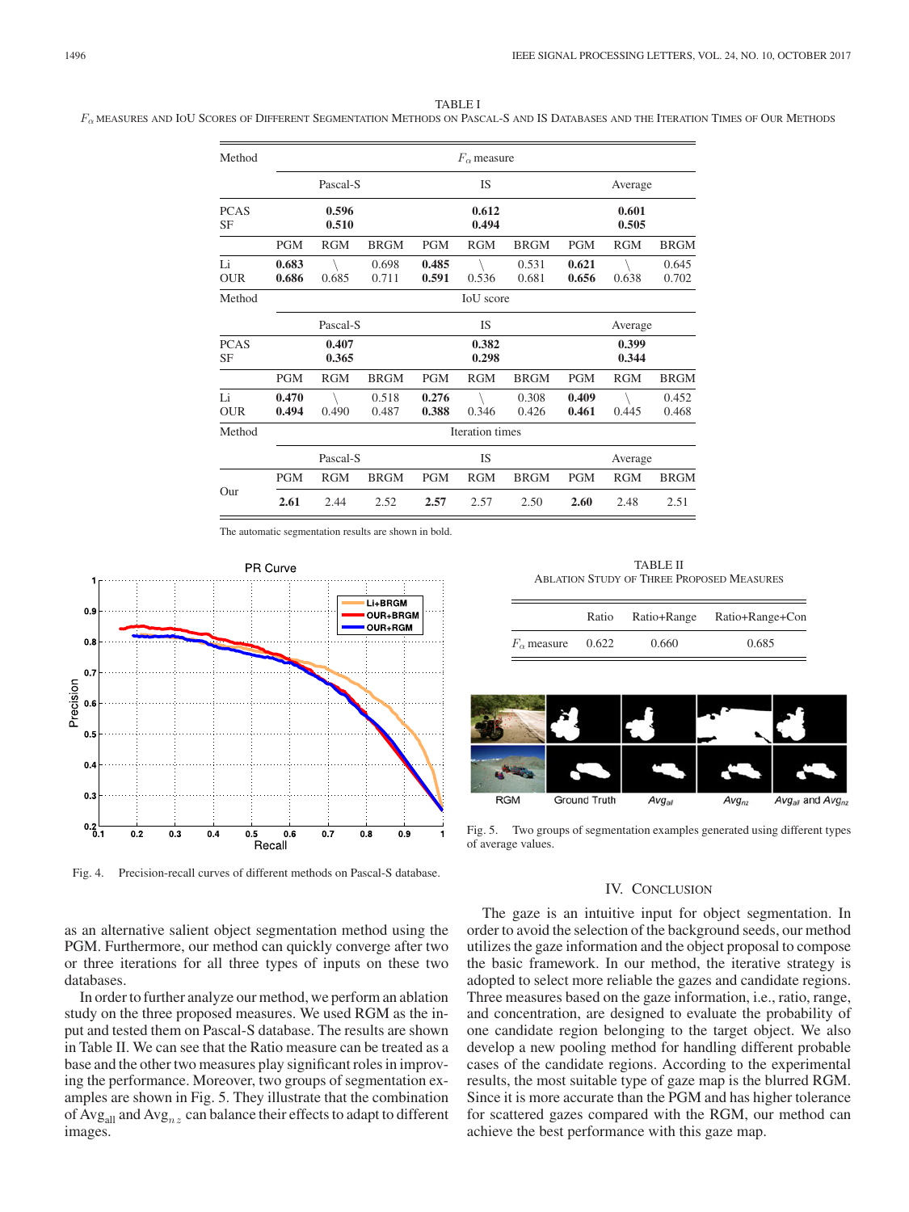TABLE I

$F_\alpha$ MEASURES AND IOU SCORES OF DIFFERENT SEGMENTATION METHODS ON PASCAL-S AND IS DATABASES AND THE ITERATION TIMES OF OUR METHODS

| Method | $F_\alpha$ measure | | | | | | | | |
|---|---|---|---|---|---|---|---|---|---|
| | Pascal-S | | | IS | | | Average | | |
| PCAS | **0.596** | | | **0.612** | | | **0.601** | | |
| SF | **0.510** | | | **0.494** | | | **0.505** | | |
| | PGM | RGM | BRGM | PGM | RGM | BRGM | PGM | RGM | BRGM |
| Li | **0.683** | \ | 0.698 | **0.485** | \ | 0.531 | **0.621** | \ | 0.645 |
| OUR | **0.686** | 0.685 | 0.711 | **0.591** | 0.536 | 0.681 | **0.656** | 0.638 | 0.702 |
| Method | IoU score | | | | | | | | |
| | Pascal-S | | | IS | | | Average | | |
| PCAS | **0.407** | | | **0.382** | | | **0.399** | | |
| SF | **0.365** | | | **0.298** | | | **0.344** | | |
| | PGM | RGM | BRGM | PGM | RGM | BRGM | PGM | RGM | BRGM |
| Li | **0.470** | \ | 0.518 | **0.276** | \ | 0.308 | **0.409** | \ | 0.452 |
| OUR | **0.494** | 0.490 | 0.487 | **0.388** | 0.346 | 0.426 | **0.461** | 0.445 | 0.468 |
| Method | Iteration times | | | | | | | | |
| | Pascal-S | | | IS | | | Average | | |
| | PGM | RGM | BRGM | PGM | RGM | BRGM | PGM | RGM | BRGM |
| Our | **2.61** | 2.44 | 2.52 | **2.57** | 2.57 | 2.50 | **2.60** | 2.48 | 2.51 |

The automatic segmentation results are shown in bold.

Fig. 4. Precision-recall curves of different methods on Pascal-S database.

TABLE II

ABLATION STUDY OF THREE PROPOSED MEASURES

| | Ratio | Ratio+Range | Ratio+Range+Con |
|---|---|---|---|
| $F_\alpha$ measure | 0.622 | 0.660 | 0.685 |

Fig. 5. Two groups of segmentation examples generated using different types of average values.

as an alternative salient object segmentation method using the PGM. Furthermore, our method can quickly converge after two or three iterations for all three types of inputs on these two databases.

In order to further analyze our method, we perform an ablation study on the three proposed measures. We used RGM as the input and tested them on Pascal-S database. The results are shown in Table II. We can see that the Ratio measure can be treated as a base and the other two measures play significant roles in improving the performance. Moreover, two groups of segmentation examples are shown in Fig. 5. They illustrate that the combination of $\text{Avg}_{\text{all}}$ and $\text{Avg}_{nz}$ can balance their effects to adapt to different images.

## IV. CONCLUSION

The gaze is an intuitive input for object segmentation. In order to avoid the selection of the background seeds, our method utilizes the gaze information and the object proposal to compose the basic framework. In our method, the iterative strategy is adopted to select more reliable the gazes and candidate regions. Three measures based on the gaze information, i.e., ratio, range, and concentration, are designed to evaluate the probability of one candidate region belonging to the target object. We also develop a new pooling method for handling different probable cases of the candidate regions. According to the experimental results, the most suitable type of gaze map is the blurred RGM. Since it is more accurate than the PGM and has higher tolerance for scattered gazes compared with the RGM, our method can achieve the best performance with this gaze map.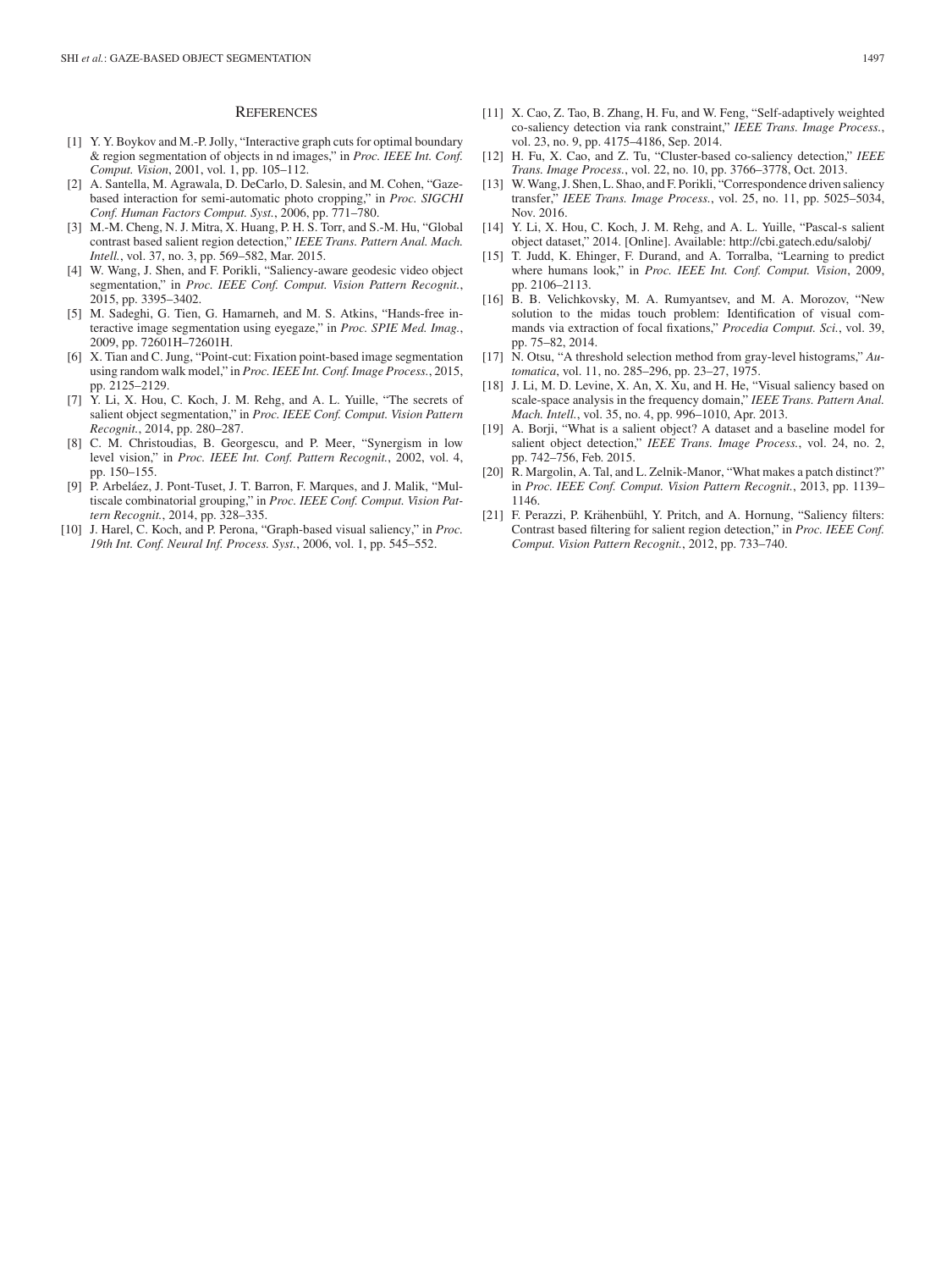## References

[1] Y. Y. Boykov and M.-P. Jolly, "Interactive graph cuts for optimal boundary & region segmentation of objects in nd images," in *Proc. IEEE Int. Conf. Comput. Vision*, 2001, vol. 1, pp. 105–112.

[2] A. Santella, M. Agrawala, D. DeCarlo, D. Salesin, and M. Cohen, "Gaze-based interaction for semi-automatic photo cropping," in *Proc. SIGCHI Conf. Human Factors Comput. Syst.*, 2006, pp. 771–780.

[3] M.-M. Cheng, N. J. Mitra, X. Huang, P. H. S. Torr, and S.-M. Hu, "Global contrast based salient region detection," *IEEE Trans. Pattern Anal. Mach. Intell.*, vol. 37, no. 3, pp. 569–582, Mar. 2015.

[4] W. Wang, J. Shen, and F. Porikli, "Saliency-aware geodesic video object segmentation," in *Proc. IEEE Conf. Comput. Vision Pattern Recognit.*, 2015, pp. 3395–3402.

[5] M. Sadeghi, G. Tien, G. Hamarneh, and M. S. Atkins, "Hands-free interactive image segmentation using eyegaze," in *Proc. SPIE Med. Imag.*, 2009, pp. 72601H–72601H.

[6] X. Tian and C. Jung, "Point-cut: Fixation point-based image segmentation using random walk model," in *Proc. IEEE Int. Conf. Image Process.*, 2015, pp. 2125–2129.

[7] Y. Li, X. Hou, C. Koch, J. M. Rehg, and A. L. Yuille, "The secrets of salient object segmentation," in *Proc. IEEE Conf. Comput. Vision Pattern Recognit.*, 2014, pp. 280–287.

[8] C. M. Christoudias, B. Georgescu, and P. Meer, "Synergism in low level vision," in *Proc. IEEE Int. Conf. Pattern Recognit.*, 2002, vol. 4, pp. 150–155.

[9] P. Arbeláez, J. Pont-Tuset, J. T. Barron, F. Marques, and J. Malik, "Multiscale combinatorial grouping," in *Proc. IEEE Conf. Comput. Vision Pattern Recognit.*, 2014, pp. 328–335.

[10] J. Harel, C. Koch, and P. Perona, "Graph-based visual saliency," in *Proc. 19th Int. Conf. Neural Inf. Process. Syst.*, 2006, vol. 1, pp. 545–552.

[11] X. Cao, Z. Tao, B. Zhang, H. Fu, and W. Feng, "Self-adaptively weighted co-saliency detection via rank constraint," *IEEE Trans. Image Process.*, vol. 23, no. 9, pp. 4175–4186, Sep. 2014.

[12] H. Fu, X. Cao, and Z. Tu, "Cluster-based co-saliency detection," *IEEE Trans. Image Process.*, vol. 22, no. 10, pp. 3766–3778, Oct. 2013.

[13] W. Wang, J. Shen, L. Shao, and F. Porikli, "Correspondence driven saliency transfer," *IEEE Trans. Image Process.*, vol. 25, no. 11, pp. 5025–5034, Nov. 2016.

[14] Y. Li, X. Hou, C. Koch, J. M. Rehg, and A. L. Yuille, "Pascal-s salient object dataset," 2014. [Online]. Available: http://cbi.gatech.edu/salobj/

[15] T. Judd, K. Ehinger, F. Durand, and A. Torralba, "Learning to predict where humans look," in *Proc. IEEE Int. Conf. Comput. Vision*, 2009, pp. 2106–2113.

[16] B. B. Velichkovsky, M. A. Rumyantsev, and M. A. Morozov, "New solution to the midas touch problem: Identification of visual commands via extraction of focal fixations," *Procedia Comput. Sci.*, vol. 39, pp. 75–82, 2014.

[17] N. Otsu, "A threshold selection method from gray-level histograms," *Automatica*, vol. 11, no. 285–296, pp. 23–27, 1975.

[18] J. Li, M. D. Levine, X. An, X. Xu, and H. He, "Visual saliency based on scale-space analysis in the frequency domain," *IEEE Trans. Pattern Anal. Mach. Intell.*, vol. 35, no. 4, pp. 996–1010, Apr. 2013.

[19] A. Borji, "What is a salient object? A dataset and a baseline model for salient object detection," *IEEE Trans. Image Process.*, vol. 24, no. 2, pp. 742–756, Feb. 2015.

[20] R. Margolin, A. Tal, and L. Zelnik-Manor, "What makes a patch distinct?" in *Proc. IEEE Conf. Comput. Vision Pattern Recognit.*, 2013, pp. 1139–1146.

[21] F. Perazzi, P. Krähenbühl, Y. Pritch, and A. Hornung, "Saliency filters: Contrast based filtering for salient region detection," in *Proc. IEEE Conf. Comput. Vision Pattern Recognit.*, 2012, pp. 733–740.